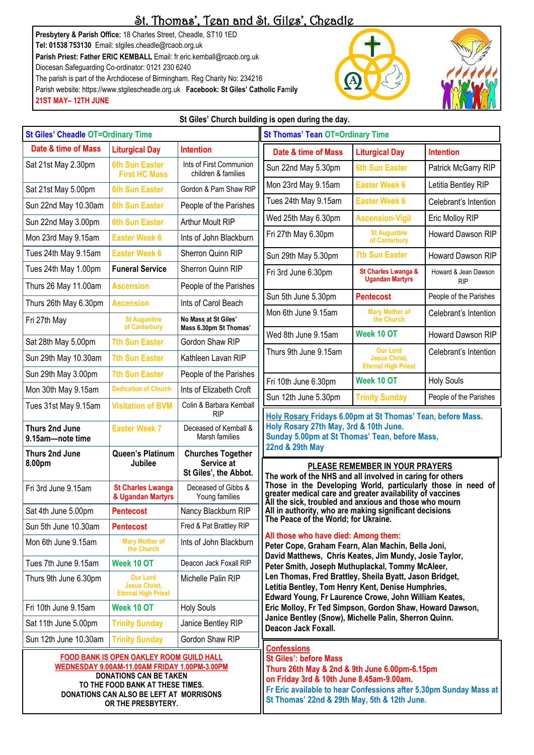# St. Thomas', Tean and St. Giles', Cheadle

**Presbytery & Parish Office:** 18 Charles Street, Cheadle, ST10 1ED
**Tel: 01538 753130** Email: stgiles.cheadle@rcaob.org.uk
**Parish Priest: Father ERIC KEMBALL** Email: fr.eric.kemball@rcaob.org.uk
Diocesan Safeguarding Co-ordinator: 0121 230 6240
The parish is part of the Archdiocese of Birmingham. Reg Charity No: 234216
Parish website: https://www.stgilescheadle.org.uk **Facebook: St Giles' Catholic Family**
**21ST MAY– 12TH JUNE**

**St Giles' Church building is open during the day.**

## St Giles' Cheadle OT=Ordinary Time

| Date & time of Mass | Liturgical Day | Intention |
|---|---|---|
| Sat 21st May 2.30pm | 6th Sun Easter First HC Mass | Ints of First Communion children & families |
| Sat 21st May 5.00pm | 6th Sun Easter | Gordon & Pam Shaw RIP |
| Sun 22nd May 10.30am | 6th Sun Easter | People of the Parishes |
| Sun 22nd May 3.00pm | 6th Sun Easter | Arthur Moult RIP |
| Mon 23rd May 9.15am | Easter Week 6 | Ints of John Blackburn |
| Tues 24th May 9.15am | Easter Week 6 | Sherron Quinn RIP |
| Tues 24th May 1.00pm | **Funeral Service** | Sherron Quinn RIP |
| Thurs 26 May 11.00am | Ascension | People of the Parishes |
| Thurs 26th May 6.30pm | Ascension | Ints of Carol Beach |
| Fri 27th May | St Augustine of Canterbury | **No Mass at St Giles' Mass 6.30pm St Thomas'** |
| Sat 28th May 5.00pm | 7th Sun Easter | Gordon Shaw RIP |
| Sun 29th May 10.30am | 7th Sun Easter | Kathleen Lavan RIP |
| Sun 29th May 3.00pm | 7th Sun Easter | People of the Parishes |
| Mon 30th May 9.15am | Dedication of Church | Ints of Elizabeth Croft |
| Tues 31st May 9.15am | Visitation of BVM | Colin & Barbara Kemball RIP |
| **Thurs 2nd June 9.15am—note time** | Easter Week 7 | Deceased of Kemball & Marsh families |
| **Thurs 2nd June 8.00pm** | **Queen's Platinum Jubilee** | **Churches Together Service at St Giles', the Abbot.** |
| Fri 3rd June 9.15am | St Charles Lwanga & Ugandan Martyrs | Deceased of Gibbs & Young families |
| Sat 4th June 5.00pm | Pentecost | Nancy Blackburn RIP |
| Sun 5th June 10.30am | Pentecost | Fred & Pat Brattley RIP |
| Mon 6th June 9.15am | Mary Mother of the Church | Ints of John Blackburn |
| Tues 7th June 9.15am | Week 10 OT | Deacon Jack Foxall RIP |
| Thurs 9th June 6.30pm | Our Lord Jesus Christ, Eternal High Priest | Michelle Palin RIP |
| Fri 10th June 9.15am | Week 10 OT | Holy Souls |
| Sat 11th June 5.00pm | Trinity Sunday | Janice Bentley RIP |
| Sun 12th June 10.30am | Trinity Sunday | Gordon Shaw RIP |

**FOOD BANK IS OPEN OAKLEY ROOM GUILD HALL**
**WEDNESDAY 9.00AM-11.00AM FRIDAY 1.00PM-3.00PM**
**DONATIONS CAN BE TAKEN TO THE FOOD BANK AT THESE TIMES.**
**DONATIONS CAN ALSO BE LEFT AT MORRISONS OR THE PRESBYTERY.**

## St Thomas' Tean OT=Ordinary Time

| Date & time of Mass | Liturgical Day | Intention |
|---|---|---|
| Sun 22nd May 5.30pm | 6th Sun Easter | Patrick McGarry RIP |
| Mon 23rd May 9.15am | Easter Week 6 | Letitia Bentley RIP |
| Tues 24th May 9.15am | Easter Week 6 | Celebrant's Intention |
| Wed 25th May 6.30pm | Ascension-Vigil | Eric Molloy RIP |
| Fri 27th May 6.30pm | St Augustine of Canterbury | Howard Dawson RIP |
| Sun 29th May 5.30pm | 7th Sun Easter | Howard Dawson RIP |
| Fri 3rd June 6.30pm | St Charles Lwanga & Ugandan Martyrs | Howard & Jean Dawson RIP |
| Sun 5th June 5.30pm | Pentecost | People of the Parishes |
| Mon 6th June 9.15am | Mary Mother of the Church | Celebrant's Intention |
| Wed 8th June 9.15am | Week 10 OT | Howard Dawson RIP |
| Thurs 9th June 9.15am | Our Lord Jesus Christ, Eternal High Priest | Celebrant's Intention |
| Fri 10th June 6.30pm | Week 10 OT | Holy Souls |
| Sun 12th June 5.30pm | Trinity Sunday | People of the Parishes |

**Holy Rosary Fridays 6.00pm at St Thomas' Tean, before Mass.**
**Holy Rosary 27th May, 3rd & 10th June.**
**Sunday 5.00pm at St Thomas' Tean, before Mass, 22nd & 29th May**

### PLEASE REMEMBER IN YOUR PRAYERS

**The work of the NHS and all involved in caring for others**
**Those in the Developing World, particularly those in need of greater medical care and greater availability of vaccines**
**All the sick, troubled and anxious and those who mourn**
**All in authority, who are making significant decisions**
**The Peace of the World; for Ukraine.**

**All those who have died: Among them:**
**Peter Cope, Graham Fearn, Alan Machin, Bella Joni, David Matthews, Chris Keates, Jim Mundy, Josie Taylor, Peter Smith, Joseph Muthuplackal, Tommy McAleer, Len Thomas, Fred Brattley, Sheila Byatt, Jason Bridget, Letitia Bentley, Tom Henry Kent, Denise Humphries, Edward Young, Fr Laurence Crowe, John William Keates, Eric Molloy, Fr Ted Simpson, Gordon Shaw, Howard Dawson, Janice Bentley (Snow), Michelle Palin, Sherron Quinn. Deacon Jack Foxall.**

**Confessions**
**St Giles': before Mass**
**Thurs 26th May & 2nd & 9th June 6.00pm-6.15pm**
**on Friday 3rd & 10th June 8.45am-9.25am.**
**Fr Eric available to hear Confessions after 5.30pm Sunday Mass at St Thomas' 22nd & 29th May, 5th & 12th June.**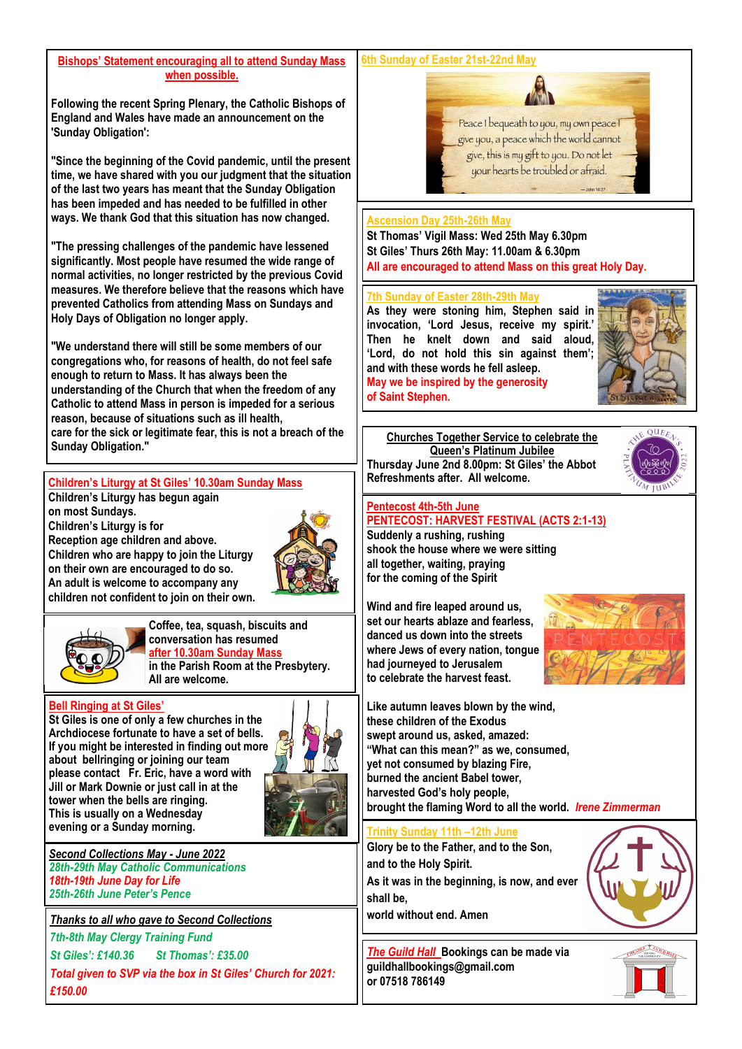## Bishops' Statement encouraging all to attend Sunday Mass when possible.

**Following the recent Spring Plenary, the Catholic Bishops of England and Wales have made an announcement on the 'Sunday Obligation':**

**"Since the beginning of the Covid pandemic, until the present time, we have shared with you our judgment that the situation of the last two years has meant that the Sunday Obligation has been impeded and has needed to be fulfilled in other ways. We thank God that this situation has now changed.**

**"The pressing challenges of the pandemic have lessened significantly. Most people have resumed the wide range of normal activities, no longer restricted by the previous Covid measures. We therefore believe that the reasons which have prevented Catholics from attending Mass on Sundays and Holy Days of Obligation no longer apply.**

**"We understand there will still be some members of our congregations who, for reasons of health, do not feel safe enough to return to Mass. It has always been the understanding of the Church that when the freedom of any Catholic to attend Mass in person is impeded for a serious reason, because of situations such as ill health, care for the sick or legitimate fear, this is not a breach of the Sunday Obligation."**

## Children's Liturgy at St Giles' 10.30am Sunday Mass

**Children's Liturgy has begun again on most Sundays.**
**Children's Liturgy is for Reception age children and above.**
**Children who are happy to join the Liturgy on their own are encouraged to do so.**
**An adult is welcome to accompany any children not confident to join on their own.**

**Coffee, tea, squash, biscuits and conversation has resumed after 10.30am Sunday Mass in the Parish Room at the Presbytery.**
**All are welcome.**

## Bell Ringing at St Giles'

**St Giles is one of only a few churches in the Archdiocese fortunate to have a set of bells. If you might be interested in finding out more about bellringing or joining our team please contact Fr. Eric, have a word with Jill or Mark Downie or just call in at the tower when the bells are ringing. This is usually on a Wednesday evening or a Sunday morning.**

## *Second Collections May - June 2022*

*28th-29th May Catholic Communications*
*18th-19th June Day for Life*
*25th-26th June Peter's Pence*

## *Thanks to all who gave to Second Collections*

*7th-8th May Clergy Training Fund*
*St Giles': £140.36 St Thomas': £35.00*
*Total given to SVP via the box in St Giles' Church for 2021: £150.00*

## 6th Sunday of Easter 21st-22nd May

Peace I bequeath to you, my own peace I give you, a peace which the world cannot give, this is my gift to you. Do not let your hearts be troubled or afraid.
— John 14:27

## Ascension Day 25th-26th May

**St Thomas' Vigil Mass: Wed 25th May 6.30pm**
**St Giles' Thurs 26th May: 11.00am & 6.30pm**
**All are encouraged to attend Mass on this great Holy Day.**

## 7th Sunday of Easter 28th-29th May

**As they were stoning him, Stephen said in invocation, 'Lord Jesus, receive my spirit.' Then he knelt down and said aloud, 'Lord, do not hold this sin against them'; and with these words he fell asleep.**
**May we be inspired by the generosity of Saint Stephen.**

## Churches Together Service to celebrate the Queen's Platinum Jubilee

**Thursday June 2nd 8.00pm: St Giles' the Abbot**
**Refreshments after. All welcome.**

## Pentecost 4th-5th June

## PENTECOST: HARVEST FESTIVAL (ACTS 2:1-13)

**Suddenly a rushing, rushing**
**shook the house where we were sitting**
**all together, waiting, praying**
**for the coming of the Spirit**

**Wind and fire leaped around us,**
**set our hearts ablaze and fearless,**
**danced us down into the streets**
**where Jews of every nation, tongue**
**had journeyed to Jerusalem**
**to celebrate the harvest feast.**

**Like autumn leaves blown by the wind,**
**these children of the Exodus**
**swept around us, asked, amazed:**
**"What can this mean?" as we, consumed,**
**yet not consumed by blazing Fire,**
**burned the ancient Babel tower,**
**harvested God's holy people,**
**brought the flaming Word to all the world.** *Irene Zimmerman*

## Trinity Sunday 11th –12th June

**Glory be to the Father, and to the Son, and to the Holy Spirit.**
**As it was in the beginning, is now, and ever shall be,**
**world without end. Amen**

***The Guild Hall*** **Bookings can be made via guildhallbookings@gmail.com or 07518 786149**